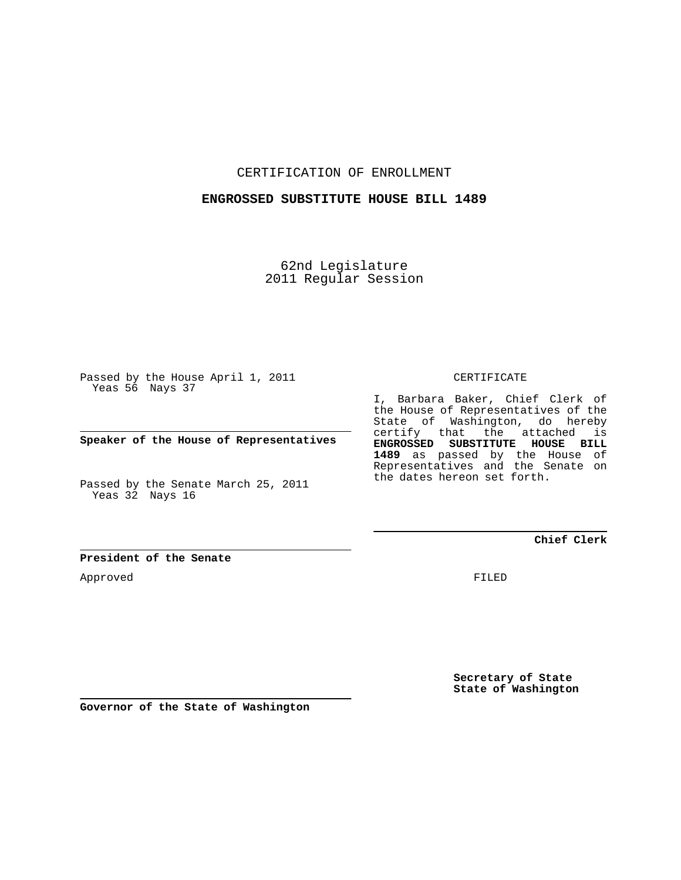CERTIFICATION OF ENROLLMENT

**ENGROSSED SUBSTITUTE HOUSE BILL 1489**

62nd Legislature
2011 Regular Session

Passed by the House April 1, 2011
Yeas 56 Nays 37

**Speaker of the House of Representatives**

Passed by the Senate March 25, 2011
Yeas 32 Nays 16

**President of the Senate**

Approved

**Governor of the State of Washington**

CERTIFICATE

I, Barbara Baker, Chief Clerk of the House of Representatives of the State of Washington, do hereby certify that the attached is **ENGROSSED SUBSTITUTE HOUSE BILL 1489** as passed by the House of Representatives and the Senate on the dates hereon set forth.

**Chief Clerk**

FILED

**Secretary of State**
**State of Washington**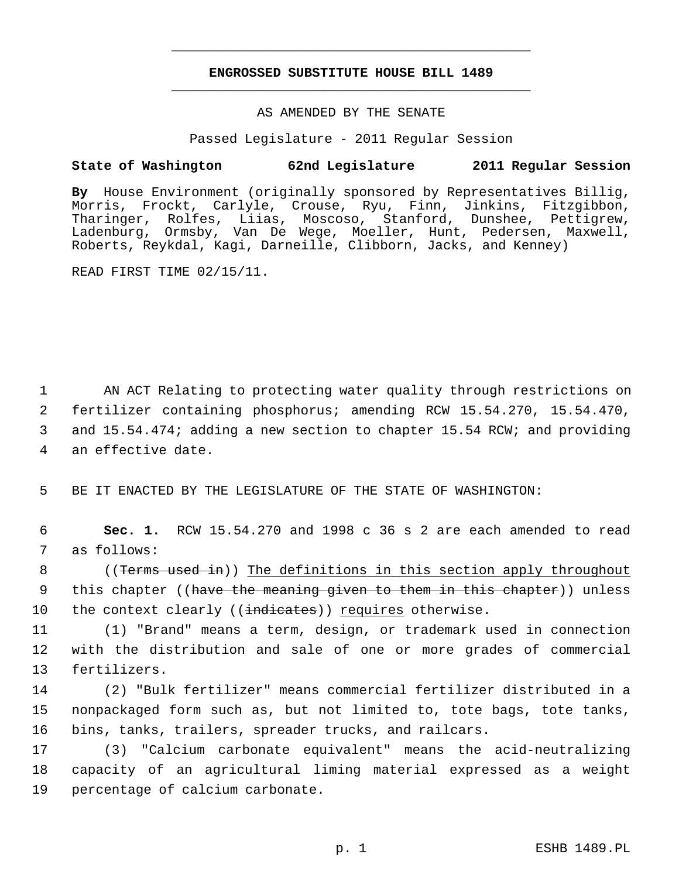# ENGROSSED SUBSTITUTE HOUSE BILL 1489

AS AMENDED BY THE SENATE

Passed Legislature - 2011 Regular Session

**State of Washington 62nd Legislature 2011 Regular Session**

**By** House Environment (originally sponsored by Representatives Billig, Morris, Frockt, Carlyle, Crouse, Ryu, Finn, Jinkins, Fitzgibbon, Tharinger, Rolfes, Liias, Moscoso, Stanford, Dunshee, Pettigrew, Ladenburg, Ormsby, Van De Wege, Moeller, Hunt, Pedersen, Maxwell, Roberts, Reykdal, Kagi, Darneille, Clibborn, Jacks, and Kenney)

READ FIRST TIME 02/15/11.

AN ACT Relating to protecting water quality through restrictions on fertilizer containing phosphorus; amending RCW 15.54.270, 15.54.470, and 15.54.474; adding a new section to chapter 15.54 RCW; and providing an effective date.

BE IT ENACTED BY THE LEGISLATURE OF THE STATE OF WASHINGTON:

**Sec. 1.** RCW 15.54.270 and 1998 c 36 s 2 are each amended to read as follows:

((~~Terms used in~~)) The definitions in this section apply throughout this chapter ((~~have the meaning given to them in this chapter~~)) unless the context clearly ((~~indicates~~)) requires otherwise.

(1) "Brand" means a term, design, or trademark used in connection with the distribution and sale of one or more grades of commercial fertilizers.

(2) "Bulk fertilizer" means commercial fertilizer distributed in a nonpackaged form such as, but not limited to, tote bags, tote tanks, bins, tanks, trailers, spreader trucks, and railcars.

(3) "Calcium carbonate equivalent" means the acid-neutralizing capacity of an agricultural liming material expressed as a weight percentage of calcium carbonate.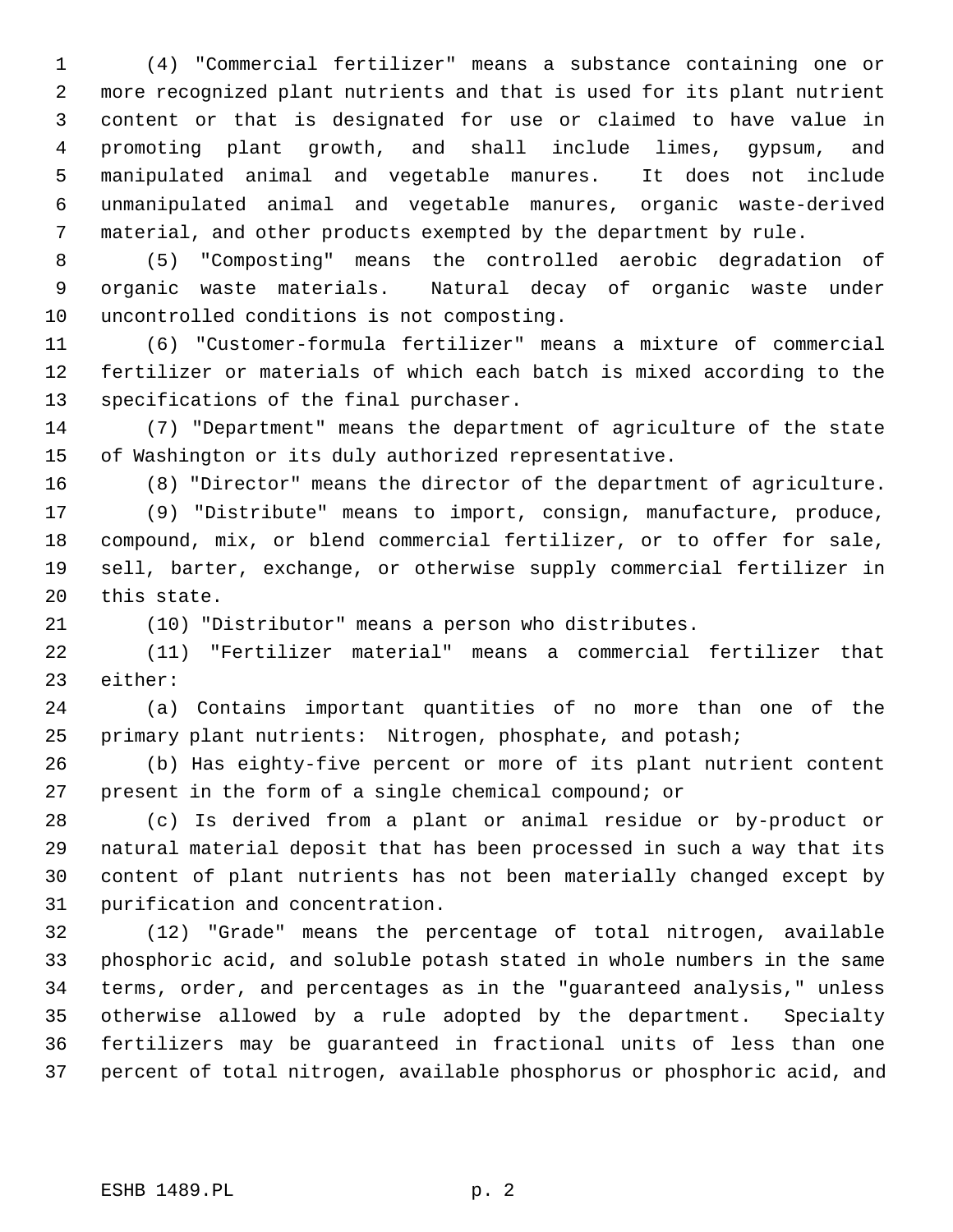(4) "Commercial fertilizer" means a substance containing one or more recognized plant nutrients and that is used for its plant nutrient content or that is designated for use or claimed to have value in promoting plant growth, and shall include limes, gypsum, and manipulated animal and vegetable manures. It does not include unmanipulated animal and vegetable manures, organic waste-derived material, and other products exempted by the department by rule.

(5) "Composting" means the controlled aerobic degradation of organic waste materials. Natural decay of organic waste under uncontrolled conditions is not composting.

(6) "Customer-formula fertilizer" means a mixture of commercial fertilizer or materials of which each batch is mixed according to the specifications of the final purchaser.

(7) "Department" means the department of agriculture of the state of Washington or its duly authorized representative.

(8) "Director" means the director of the department of agriculture.

(9) "Distribute" means to import, consign, manufacture, produce, compound, mix, or blend commercial fertilizer, or to offer for sale, sell, barter, exchange, or otherwise supply commercial fertilizer in this state.

(10) "Distributor" means a person who distributes.

(11) "Fertilizer material" means a commercial fertilizer that either:

(a) Contains important quantities of no more than one of the primary plant nutrients: Nitrogen, phosphate, and potash;

(b) Has eighty-five percent or more of its plant nutrient content present in the form of a single chemical compound; or

(c) Is derived from a plant or animal residue or by-product or natural material deposit that has been processed in such a way that its content of plant nutrients has not been materially changed except by purification and concentration.

(12) "Grade" means the percentage of total nitrogen, available phosphoric acid, and soluble potash stated in whole numbers in the same terms, order, and percentages as in the "guaranteed analysis," unless otherwise allowed by a rule adopted by the department. Specialty fertilizers may be guaranteed in fractional units of less than one percent of total nitrogen, available phosphorus or phosphoric acid, and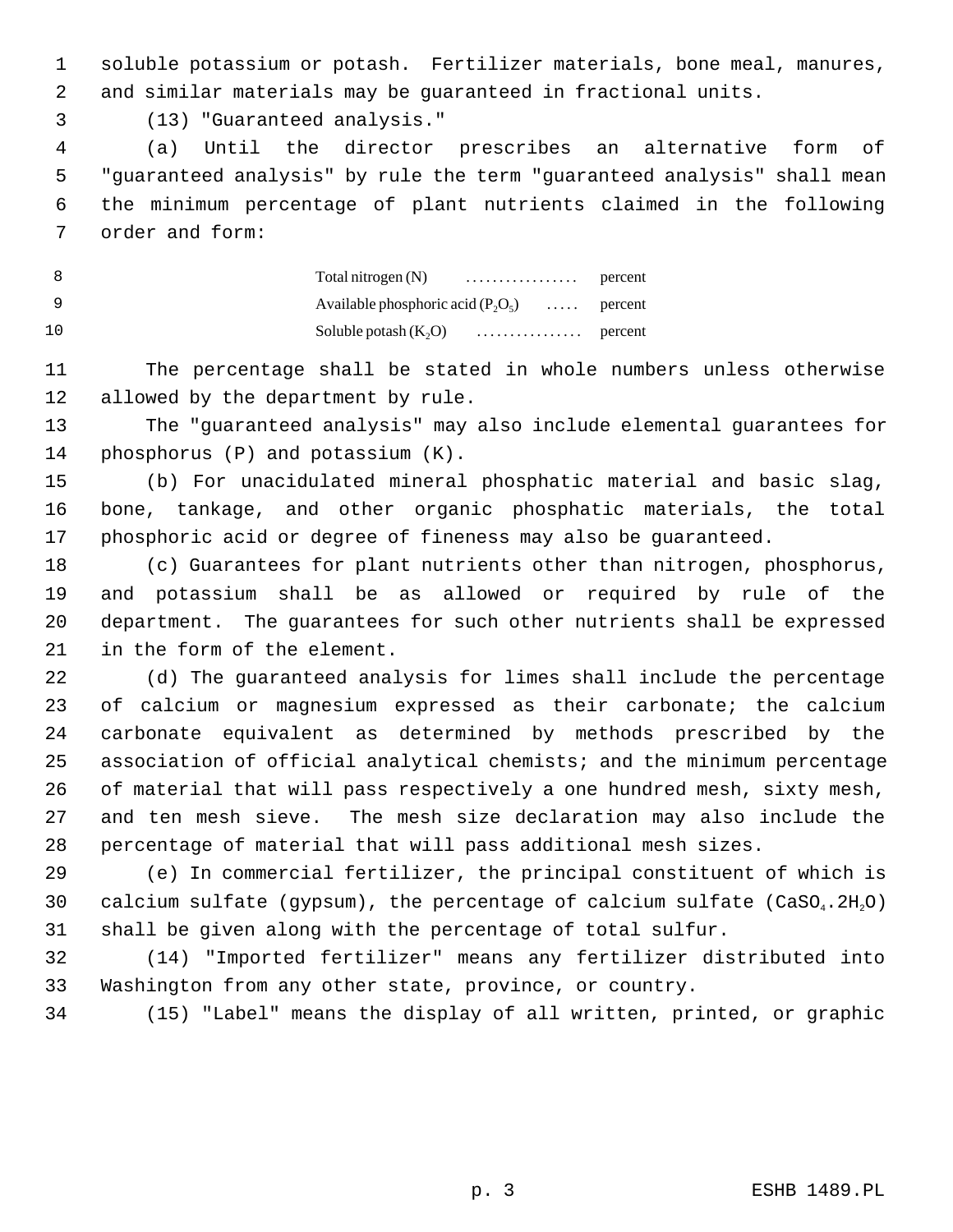soluble potassium or potash. Fertilizer materials, bone meal, manures, and similar materials may be guaranteed in fractional units.

(13) "Guaranteed analysis."

(a) Until the director prescribes an alternative form of "guaranteed analysis" by rule the term "guaranteed analysis" shall mean the minimum percentage of plant nutrients claimed in the following order and form:

| | | |
|---|---|---|
| Total nitrogen (N) | ................. | percent |
| Available phosphoric acid ($P_2O_5$) | ..... | percent |
| Soluble potash ($K_2O$) | ................ | percent |

The percentage shall be stated in whole numbers unless otherwise allowed by the department by rule.

The "guaranteed analysis" may also include elemental guarantees for phosphorus (P) and potassium (K).

(b) For unacidulated mineral phosphatic material and basic slag, bone, tankage, and other organic phosphatic materials, the total phosphoric acid or degree of fineness may also be guaranteed.

(c) Guarantees for plant nutrients other than nitrogen, phosphorus, and potassium shall be as allowed or required by rule of the department. The guarantees for such other nutrients shall be expressed in the form of the element.

(d) The guaranteed analysis for limes shall include the percentage of calcium or magnesium expressed as their carbonate; the calcium carbonate equivalent as determined by methods prescribed by the association of official analytical chemists; and the minimum percentage of material that will pass respectively a one hundred mesh, sixty mesh, and ten mesh sieve. The mesh size declaration may also include the percentage of material that will pass additional mesh sizes.

(e) In commercial fertilizer, the principal constituent of which is calcium sulfate (gypsum), the percentage of calcium sulfate ($CaSO_4.2H_2O$) shall be given along with the percentage of total sulfur.

(14) "Imported fertilizer" means any fertilizer distributed into Washington from any other state, province, or country.

(15) "Label" means the display of all written, printed, or graphic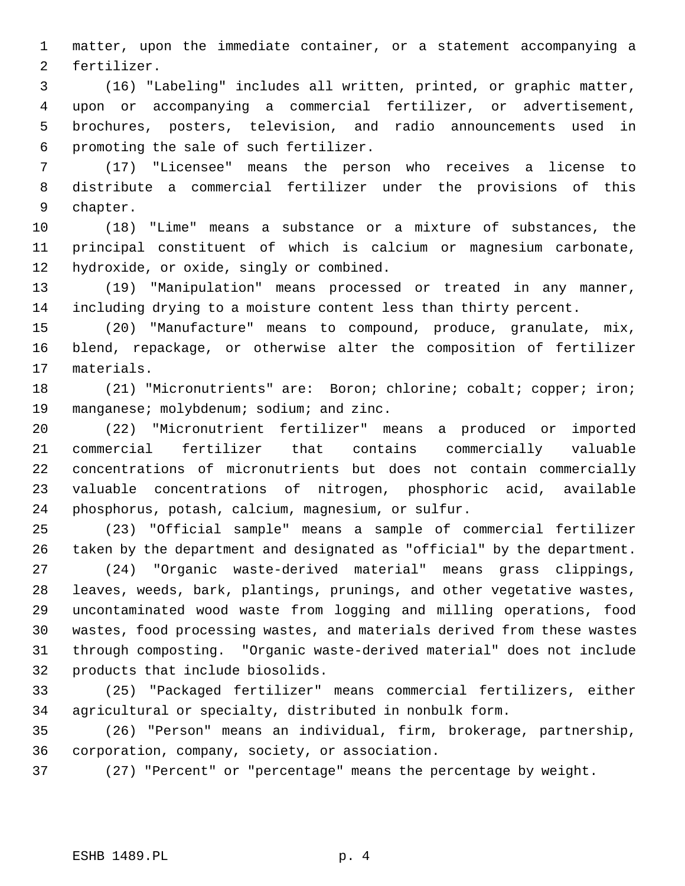matter, upon the immediate container, or a statement accompanying a fertilizer.

(16) "Labeling" includes all written, printed, or graphic matter, upon or accompanying a commercial fertilizer, or advertisement, brochures, posters, television, and radio announcements used in promoting the sale of such fertilizer.

(17) "Licensee" means the person who receives a license to distribute a commercial fertilizer under the provisions of this chapter.

(18) "Lime" means a substance or a mixture of substances, the principal constituent of which is calcium or magnesium carbonate, hydroxide, or oxide, singly or combined.

(19) "Manipulation" means processed or treated in any manner, including drying to a moisture content less than thirty percent.

(20) "Manufacture" means to compound, produce, granulate, mix, blend, repackage, or otherwise alter the composition of fertilizer materials.

(21) "Micronutrients" are: Boron; chlorine; cobalt; copper; iron; manganese; molybdenum; sodium; and zinc.

(22) "Micronutrient fertilizer" means a produced or imported commercial fertilizer that contains commercially valuable concentrations of micronutrients but does not contain commercially valuable concentrations of nitrogen, phosphoric acid, available phosphorus, potash, calcium, magnesium, or sulfur.

(23) "Official sample" means a sample of commercial fertilizer taken by the department and designated as "official" by the department.

(24) "Organic waste-derived material" means grass clippings, leaves, weeds, bark, plantings, prunings, and other vegetative wastes, uncontaminated wood waste from logging and milling operations, food wastes, food processing wastes, and materials derived from these wastes through composting. "Organic waste-derived material" does not include products that include biosolids.

(25) "Packaged fertilizer" means commercial fertilizers, either agricultural or specialty, distributed in nonbulk form.

(26) "Person" means an individual, firm, brokerage, partnership, corporation, company, society, or association.

(27) "Percent" or "percentage" means the percentage by weight.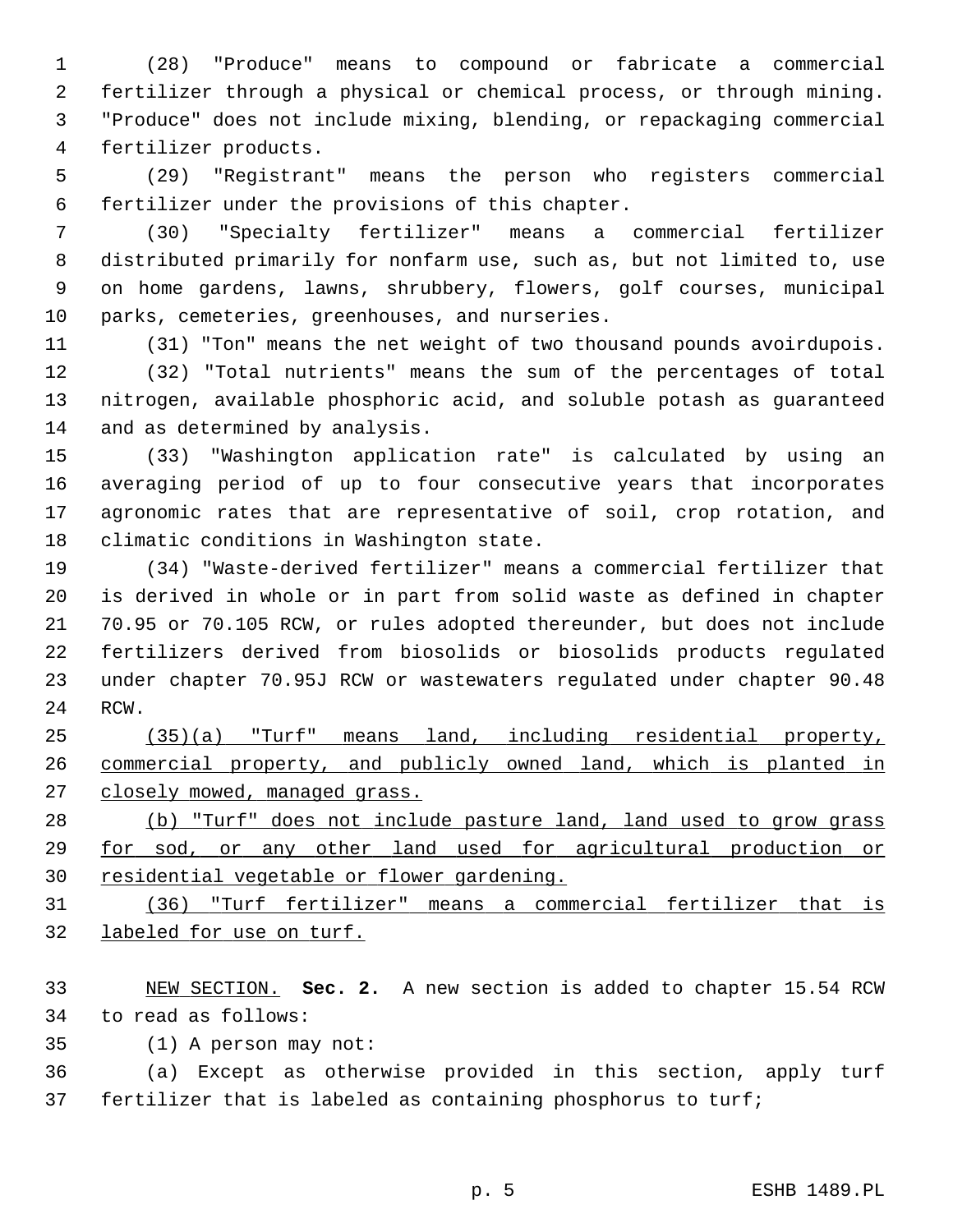(28) "Produce" means to compound or fabricate a commercial fertilizer through a physical or chemical process, or through mining. "Produce" does not include mixing, blending, or repackaging commercial fertilizer products.

(29) "Registrant" means the person who registers commercial fertilizer under the provisions of this chapter.

(30) "Specialty fertilizer" means a commercial fertilizer distributed primarily for nonfarm use, such as, but not limited to, use on home gardens, lawns, shrubbery, flowers, golf courses, municipal parks, cemeteries, greenhouses, and nurseries.

(31) "Ton" means the net weight of two thousand pounds avoirdupois.

(32) "Total nutrients" means the sum of the percentages of total nitrogen, available phosphoric acid, and soluble potash as guaranteed and as determined by analysis.

(33) "Washington application rate" is calculated by using an averaging period of up to four consecutive years that incorporates agronomic rates that are representative of soil, crop rotation, and climatic conditions in Washington state.

(34) "Waste-derived fertilizer" means a commercial fertilizer that is derived in whole or in part from solid waste as defined in chapter 70.95 or 70.105 RCW, or rules adopted thereunder, but does not include fertilizers derived from biosolids or biosolids products regulated under chapter 70.95J RCW or wastewaters regulated under chapter 90.48 RCW.

<u>(35)(a) "Turf" means land, including residential property, commercial property, and publicly owned land, which is planted in closely mowed, managed grass.</u>

<u>(b) "Turf" does not include pasture land, land used to grow grass for sod, or any other land used for agricultural production or residential vegetable or flower gardening.</u>

<u>(36) "Turf fertilizer" means a commercial fertilizer that is labeled for use on turf.</u>

<u>NEW SECTION.</u> **Sec. 2.** A new section is added to chapter 15.54 RCW to read as follows:

(1) A person may not:

(a) Except as otherwise provided in this section, apply turf fertilizer that is labeled as containing phosphorus to turf;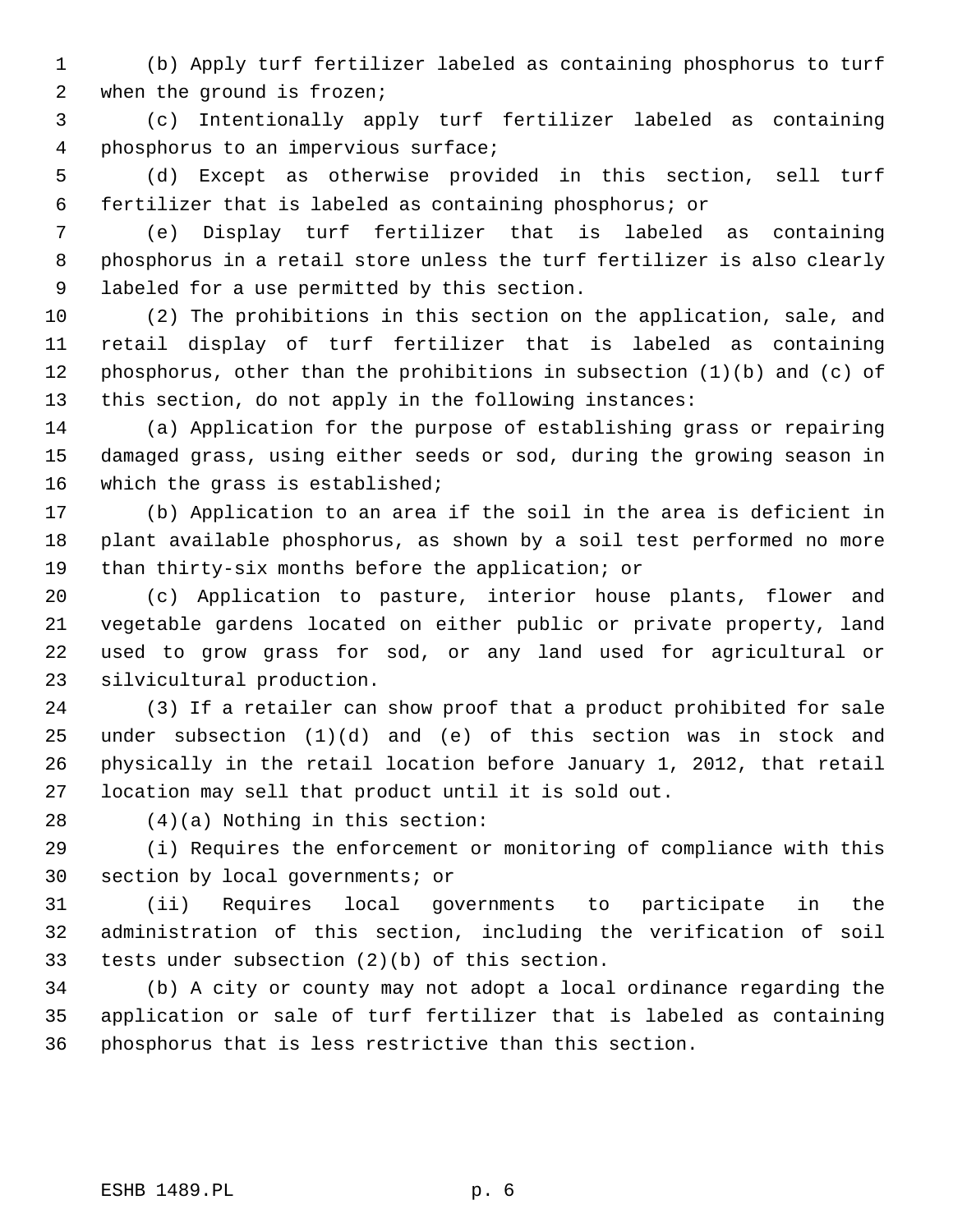(b) Apply turf fertilizer labeled as containing phosphorus to turf when the ground is frozen;

(c) Intentionally apply turf fertilizer labeled as containing phosphorus to an impervious surface;

(d) Except as otherwise provided in this section, sell turf fertilizer that is labeled as containing phosphorus; or

(e) Display turf fertilizer that is labeled as containing phosphorus in a retail store unless the turf fertilizer is also clearly labeled for a use permitted by this section.

(2) The prohibitions in this section on the application, sale, and retail display of turf fertilizer that is labeled as containing phosphorus, other than the prohibitions in subsection (1)(b) and (c) of this section, do not apply in the following instances:

(a) Application for the purpose of establishing grass or repairing damaged grass, using either seeds or sod, during the growing season in which the grass is established;

(b) Application to an area if the soil in the area is deficient in plant available phosphorus, as shown by a soil test performed no more than thirty-six months before the application; or

(c) Application to pasture, interior house plants, flower and vegetable gardens located on either public or private property, land used to grow grass for sod, or any land used for agricultural or silvicultural production.

(3) If a retailer can show proof that a product prohibited for sale under subsection (1)(d) and (e) of this section was in stock and physically in the retail location before January 1, 2012, that retail location may sell that product until it is sold out.

(4)(a) Nothing in this section:

(i) Requires the enforcement or monitoring of compliance with this section by local governments; or

(ii) Requires local governments to participate in the administration of this section, including the verification of soil tests under subsection (2)(b) of this section.

(b) A city or county may not adopt a local ordinance regarding the application or sale of turf fertilizer that is labeled as containing phosphorus that is less restrictive than this section.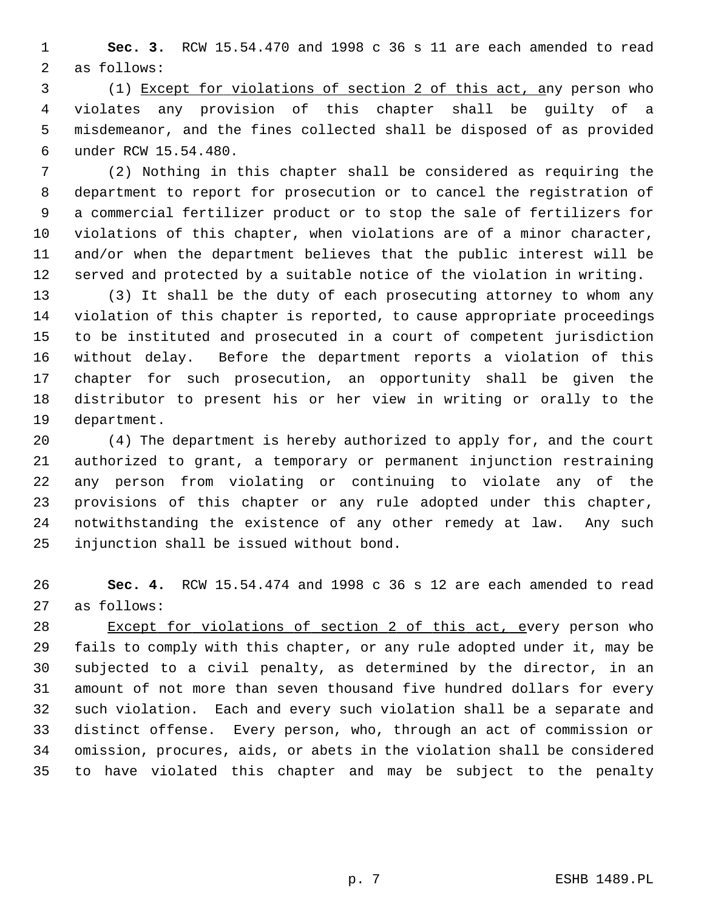**Sec. 3.** RCW 15.54.470 and 1998 c 36 s 11 are each amended to read as follows:

(1) <u>Except for violations of section 2 of this act, a</u>ny person who violates any provision of this chapter shall be guilty of a misdemeanor, and the fines collected shall be disposed of as provided under RCW 15.54.480.

(2) Nothing in this chapter shall be considered as requiring the department to report for prosecution or to cancel the registration of a commercial fertilizer product or to stop the sale of fertilizers for violations of this chapter, when violations are of a minor character, and/or when the department believes that the public interest will be served and protected by a suitable notice of the violation in writing.

(3) It shall be the duty of each prosecuting attorney to whom any violation of this chapter is reported, to cause appropriate proceedings to be instituted and prosecuted in a court of competent jurisdiction without delay. Before the department reports a violation of this chapter for such prosecution, an opportunity shall be given the distributor to present his or her view in writing or orally to the department.

(4) The department is hereby authorized to apply for, and the court authorized to grant, a temporary or permanent injunction restraining any person from violating or continuing to violate any of the provisions of this chapter or any rule adopted under this chapter, notwithstanding the existence of any other remedy at law. Any such injunction shall be issued without bond.

**Sec. 4.** RCW 15.54.474 and 1998 c 36 s 12 are each amended to read as follows:

<u>Except for violations of section 2 of this act, e</u>very person who fails to comply with this chapter, or any rule adopted under it, may be subjected to a civil penalty, as determined by the director, in an amount of not more than seven thousand five hundred dollars for every such violation. Each and every such violation shall be a separate and distinct offense. Every person, who, through an act of commission or omission, procures, aids, or abets in the violation shall be considered to have violated this chapter and may be subject to the penalty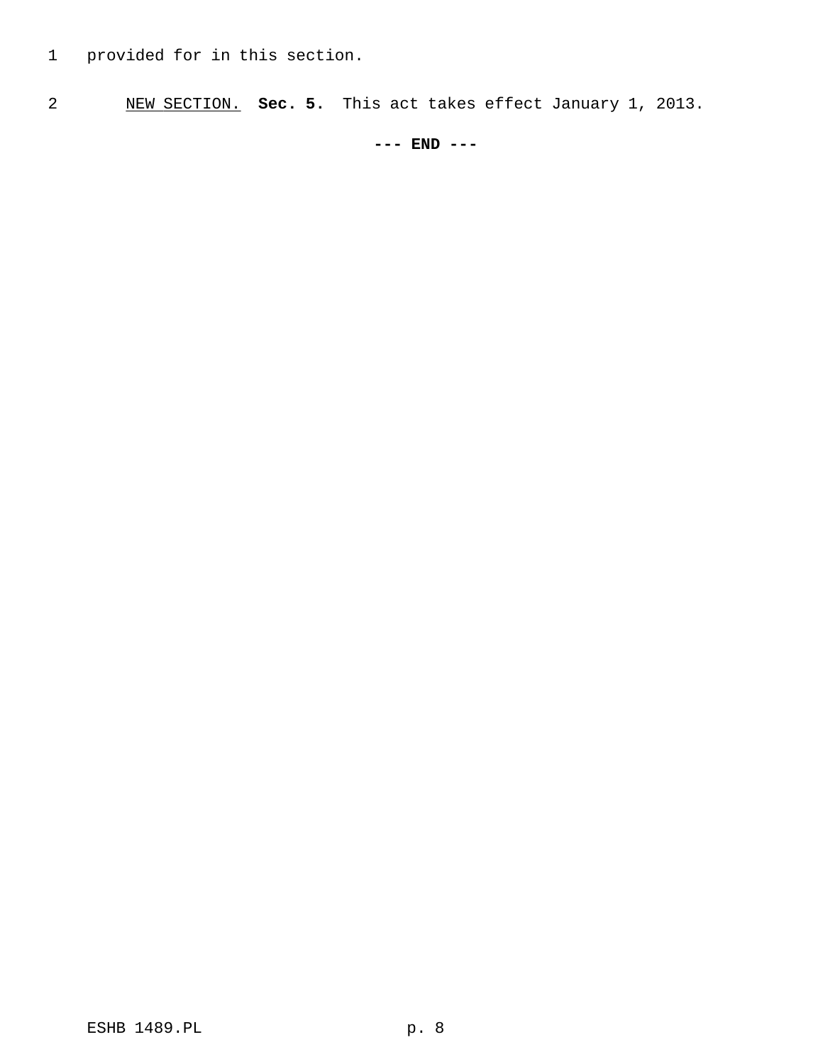provided for in this section.

NEW SECTION. **Sec. 5.** This act takes effect January 1, 2013.

**--- END ---**